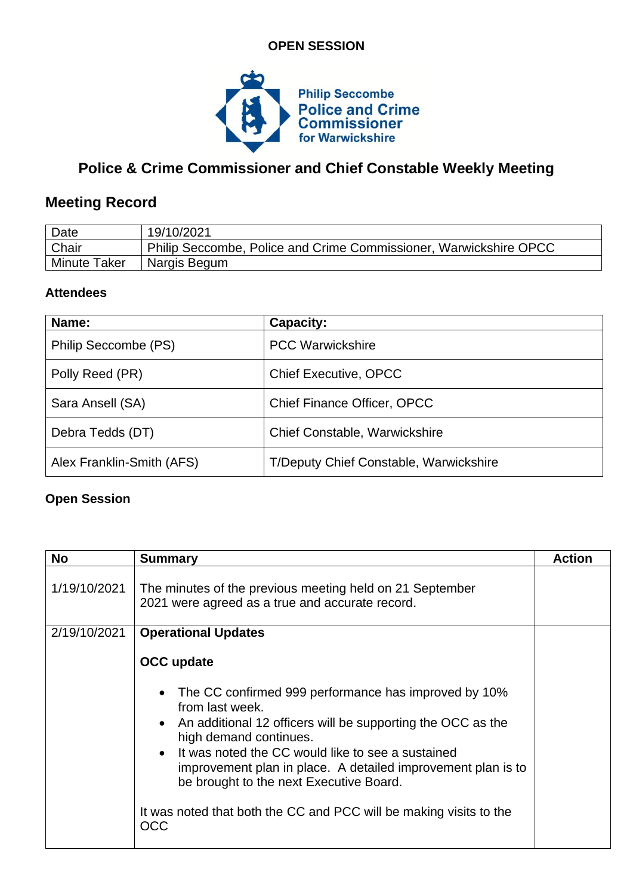**OPEN SESSION**

Philip Seccombe
Police and Crime Commissioner
for Warwickshire

# Police & Crime Commissioner and Chief Constable Weekly Meeting

## Meeting Record

| Date | 19/10/2021 |
|---|---|
| Chair | Philip Seccombe, Police and Crime Commissioner, Warwickshire OPCC |
| Minute Taker | Nargis Begum |

### Attendees

| Name: | Capacity: |
|---|---|
| Philip Seccombe (PS) | PCC Warwickshire |
| Polly Reed (PR) | Chief Executive, OPCC |
| Sara Ansell (SA) | Chief Finance Officer, OPCC |
| Debra Tedds (DT) | Chief Constable, Warwickshire |
| Alex Franklin-Smith (AFS) | T/Deputy Chief Constable, Warwickshire |

### Open Session

| No | Summary | Action |
|---|---|---|
| 1/19/10/2021 | The minutes of the previous meeting held on 21 September 2021 were agreed as a true and accurate record. | |
| 2/19/10/2021 | **Operational Updates**<br><br>**OCC update**<br><br>• The CC confirmed 999 performance has improved by 10% from last week.<br>• An additional 12 officers will be supporting the OCC as the high demand continues.<br>• It was noted the CC would like to see a sustained improvement plan in place. A detailed improvement plan is to be brought to the next Executive Board.<br><br>It was noted that both the CC and PCC will be making visits to the OCC | |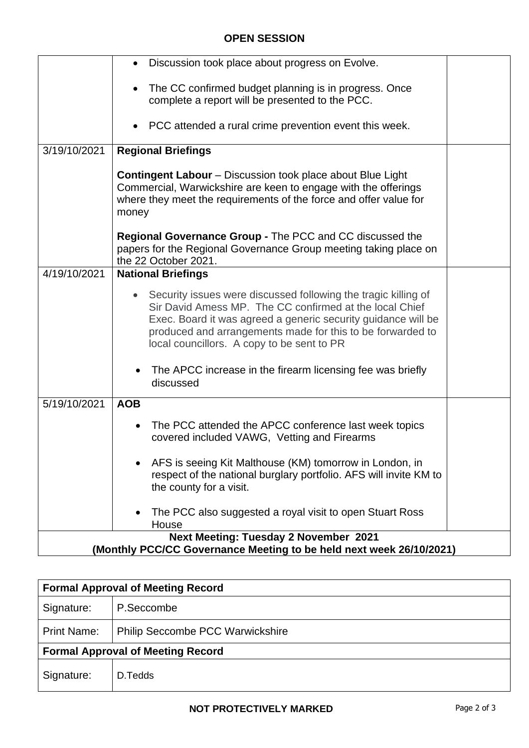## OPEN SESSION

| | | |
|---|---|---|
| | • Discussion took place about progress on Evolve.<br><br>• The CC confirmed budget planning is in progress. Once complete a report will be presented to the PCC.<br><br>• PCC attended a rural crime prevention event this week. | |
| 3/19/10/2021 | **Regional Briefings**<br><br>**Contingent Labour** – Discussion took place about Blue Light Commercial, Warwickshire are keen to engage with the offerings where they meet the requirements of the force and offer value for money<br><br>**Regional Governance Group -** The PCC and CC discussed the papers for the Regional Governance Group meeting taking place on the 22 October 2021. | |
| 4/19/10/2021 | **National Briefings**<br><br>• Security issues were discussed following the tragic killing of Sir David Amess MP. The CC confirmed at the local Chief Exec. Board it was agreed a generic security guidance will be produced and arrangements made for this to be forwarded to local councillors. A copy to be sent to PR<br><br>• The APCC increase in the firearm licensing fee was briefly discussed | |
| 5/19/10/2021 | **AOB**<br><br>• The PCC attended the APCC conference last week topics covered included VAWG, Vetting and Firearms<br><br>• AFS is seeing Kit Malthouse (KM) tomorrow in London, in respect of the national burglary portfolio. AFS will invite KM to the county for a visit.<br><br>• The PCC also suggested a royal visit to open Stuart Ross House | |
| **Next Meeting: Tuesday 2 November 2021**<br>**(Monthly PCC/CC Governance Meeting to be held next week 26/10/2021)** | | |

| **Formal Approval of Meeting Record** | |
|---|---|
| Signature: | P.Seccombe |
| Print Name: | Philip Seccombe PCC Warwickshire |
| **Formal Approval of Meeting Record** | |
| Signature: | D.Tedds |

**NOT PROTECTIVELY MARKED**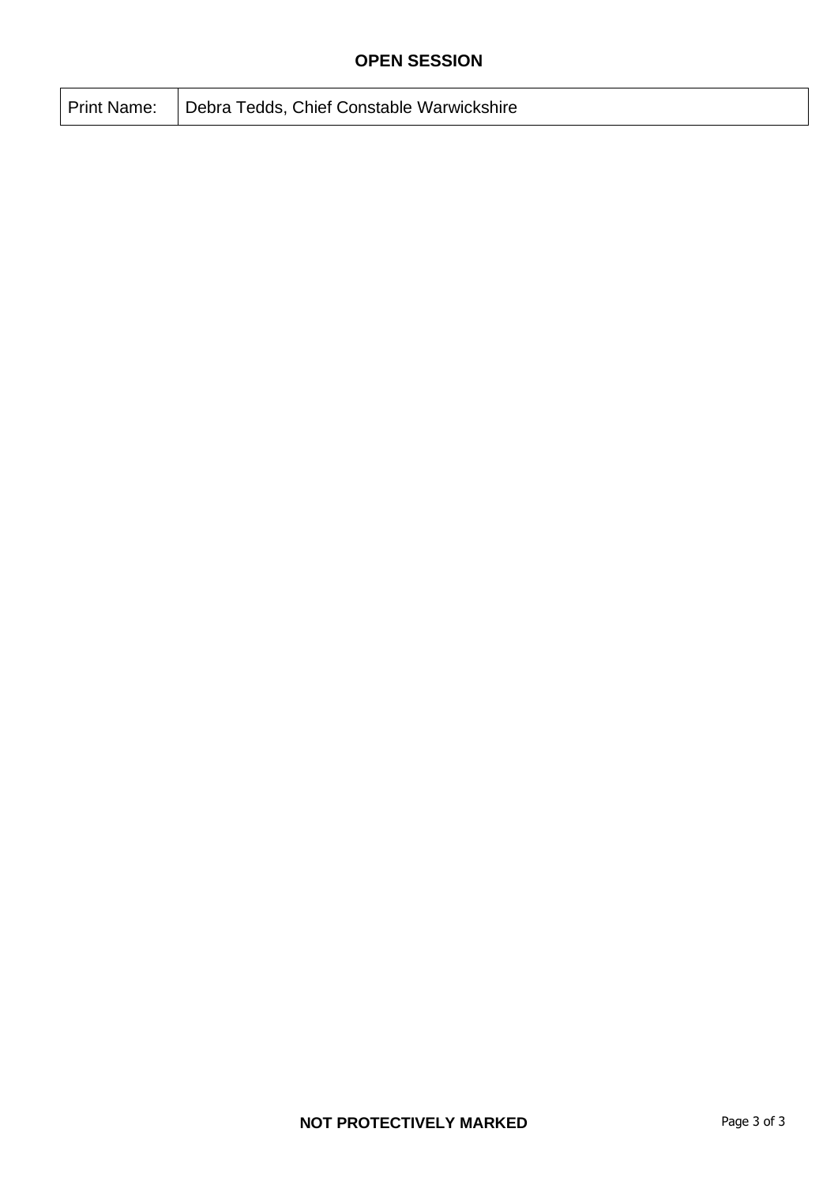**OPEN SESSION**

| | |
|---|---|
| Print Name: | Debra Tedds, Chief Constable Warwickshire |

**NOT PROTECTIVELY MARKED**